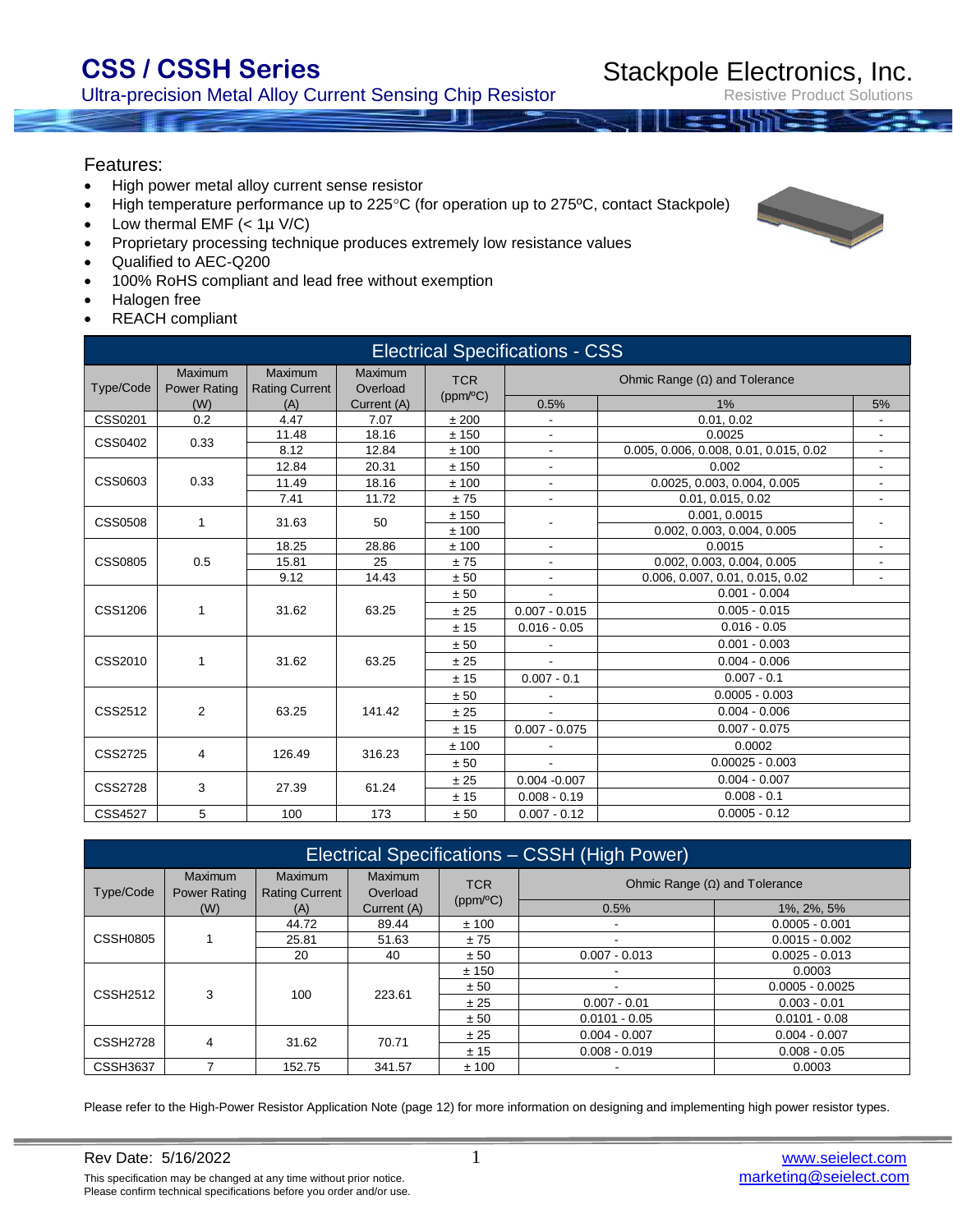# CSS / CSSH Series

Ultra-precision Metal Alloy Current Sensing Chip Resistor

Stackpole Electronics, Inc.

Resistive Product Solutions

## Features:

- High power metal alloy current sense resistor
- High temperature performance up to 225°C (for operation up to 275ºC, contact Stackpole)
- Low thermal EMF (< 1µ V/C)
- Proprietary processing technique produces extremely low resistance values
- Qualified to AEC-Q200
- 100% RoHS compliant and lead free without exemption
- Halogen free
- REACH compliant

## Electrical Specifications - CSS

| Type/Code | Maximum Power Rating (W) | Maximum Rating Current (A) | Maximum Overload Current (A) | TCR (ppm/ºC) | Ohmic Range (Ω) and Tolerance | | |
|---|---|---|---|---|---|---|---|
| | | | | | 0.5% | 1% | 5% |
| CSS0201 | 0.2 | 4.47 | 7.07 | ± 200 | - | 0.01, 0.02 | - |
| CSS0402 | 0.33 | 11.48 | 18.16 | ± 150 | - | 0.0025 | - |
| | | 8.12 | 12.84 | ± 100 | - | 0.005, 0.006, 0.008, 0.01, 0.015, 0.02 | - |
| CSS0603 | 0.33 | 12.84 | 20.31 | ± 150 | - | 0.002 | - |
| | | 11.49 | 18.16 | ± 100 | - | 0.0025, 0.003, 0.004, 0.005 | - |
| | | 7.41 | 11.72 | ± 75 | - | 0.01, 0.015, 0.02 | - |
| CSS0508 | 1 | 31.63 | 50 | ± 150 | - | 0.001, 0.0015 | - |
| | | | | ± 100 | | 0.002, 0.003, 0.004, 0.005 | |
| CSS0805 | 0.5 | 18.25 | 28.86 | ± 100 | - | 0.0015 | - |
| | | 15.81 | 25 | ± 75 | - | 0.002, 0.003, 0.004, 0.005 | - |
| | | 9.12 | 14.43 | ± 50 | - | 0.006, 0.007, 0.01, 0.015, 0.02 | - |
| CSS1206 | 1 | 31.62 | 63.25 | ± 50 | - | 0.001 - 0.004 | |
| | | | | ± 25 | 0.007 - 0.015 | 0.005 - 0.015 | |
| | | | | ± 15 | 0.016 - 0.05 | 0.016 - 0.05 | |
| CSS2010 | 1 | 31.62 | 63.25 | ± 50 | - | 0.001 - 0.003 | |
| | | | | ± 25 | - | 0.004 - 0.006 | |
| | | | | ± 15 | 0.007 - 0.1 | 0.007 - 0.1 | |
| CSS2512 | 2 | 63.25 | 141.42 | ± 50 | - | 0.0005 - 0.003 | |
| | | | | ± 25 | - | 0.004 - 0.006 | |
| | | | | ± 15 | 0.007 - 0.075 | 0.007 - 0.075 | |
| CSS2725 | 4 | 126.49 | 316.23 | ± 100 | - | 0.0002 | |
| | | | | ± 50 | - | 0.00025 - 0.003 | |
| CSS2728 | 3 | 27.39 | 61.24 | ± 25 | 0.004 -0.007 | 0.004 - 0.007 | |
| | | | | ± 15 | 0.008 - 0.19 | 0.008 - 0.1 | |
| CSS4527 | 5 | 100 | 173 | ± 50 | 0.007 - 0.12 | 0.0005 - 0.12 | |

## Electrical Specifications – CSSH (High Power)

| Type/Code | Maximum Power Rating (W) | Maximum Rating Current (A) | Maximum Overload Current (A) | TCR (ppm/ºC) | Ohmic Range (Ω) and Tolerance | |
|---|---|---|---|---|---|---|
| | | | | | 0.5% | 1%, 2%, 5% |
| CSSH0805 | 1 | 44.72 | 89.44 | ± 100 | - | 0.0005 - 0.001 |
| | | 25.81 | 51.63 | ± 75 | - | 0.0015 - 0.002 |
| | | 20 | 40 | ± 50 | 0.007 - 0.013 | 0.0025 - 0.013 |
| CSSH2512 | 3 | 100 | 223.61 | ± 150 | - | 0.0003 |
| | | | | ± 50 | - | 0.0005 - 0.0025 |
| | | | | ± 25 | 0.007 - 0.01 | 0.003 - 0.01 |
| | | | | ± 50 | 0.0101 - 0.05 | 0.0101 - 0.08 |
| CSSH2728 | 4 | 31.62 | 70.71 | ± 25 | 0.004 - 0.007 | 0.004 - 0.007 |
| | | | | ± 15 | 0.008 - 0.019 | 0.008 - 0.05 |
| CSSH3637 | 7 | 152.75 | 341.57 | ± 100 | - | 0.0003 |

Please refer to the High-Power Resistor Application Note (page 12) for more information on designing and implementing high power resistor types.

Rev Date: 5/16/2022

This specification may be changed at any time without prior notice.
Please confirm technical specifications before you order and/or use.

www.seielect.com
marketing@seielect.com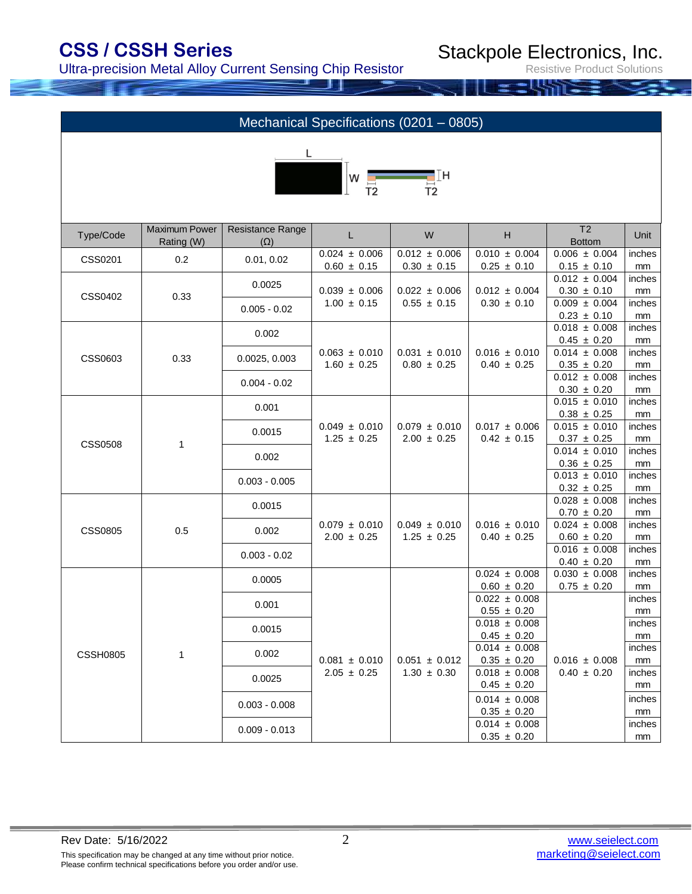## Mechanical Specifications (0201 – 0805)

| Type/Code | Maximum Power Rating (W) | Resistance Range (Ω) | L | W | H | T2 Bottom | Unit |
|---|---|---|---|---|---|---|---|
| CSS0201 | 0.2 | 0.01, 0.02 | 0.024 ± 0.006<br>0.60 ± 0.15 | 0.012 ± 0.006<br>0.30 ± 0.15 | 0.010 ± 0.004<br>0.25 ± 0.10 | 0.006 ± 0.004<br>0.15 ± 0.10 | inches<br>mm |
| CSS0402 | 0.33 | 0.0025 | 0.039 ± 0.006<br>1.00 ± 0.15 | 0.022 ± 0.006<br>0.55 ± 0.15 | 0.012 ± 0.004<br>0.30 ± 0.10 | 0.012 ± 0.004<br>0.30 ± 0.10 | inches<br>mm |
| | | 0.005 - 0.02 | | | | 0.009 ± 0.004<br>0.23 ± 0.10 | inches<br>mm |
| CSS0603 | 0.33 | 0.002 | 0.063 ± 0.010<br>1.60 ± 0.25 | 0.031 ± 0.010<br>0.80 ± 0.25 | 0.016 ± 0.010<br>0.40 ± 0.25 | 0.018 ± 0.008<br>0.45 ± 0.20 | inches<br>mm |
| | | 0.0025, 0.003 | | | | 0.014 ± 0.008<br>0.35 ± 0.20 | inches<br>mm |
| | | 0.004 - 0.02 | | | | 0.012 ± 0.008<br>0.30 ± 0.20 | inches<br>mm |
| CSS0508 | 1 | 0.001 | 0.049 ± 0.010<br>1.25 ± 0.25 | 0.079 ± 0.010<br>2.00 ± 0.25 | 0.017 ± 0.006<br>0.42 ± 0.15 | 0.015 ± 0.010<br>0.38 ± 0.25 | inches<br>mm |
| | | 0.0015 | | | | 0.015 ± 0.010<br>0.37 ± 0.25 | inches<br>mm |
| | | 0.002 | | | | 0.014 ± 0.010<br>0.36 ± 0.25 | inches<br>mm |
| | | 0.003 - 0.005 | | | | 0.013 ± 0.010<br>0.32 ± 0.25 | inches<br>mm |
| CSS0805 | 0.5 | 0.0015 | 0.079 ± 0.010<br>2.00 ± 0.25 | 0.049 ± 0.010<br>1.25 ± 0.25 | 0.016 ± 0.010<br>0.40 ± 0.25 | 0.028 ± 0.008<br>0.70 ± 0.20 | inches<br>mm |
| | | 0.002 | | | | 0.024 ± 0.008<br>0.60 ± 0.20 | inches<br>mm |
| | | 0.003 - 0.02 | | | | 0.016 ± 0.008<br>0.40 ± 0.20 | inches<br>mm |
| CSSH0805 | 1 | 0.0005 | 0.081 ± 0.010<br>2.05 ± 0.25 | 0.051 ± 0.012<br>1.30 ± 0.30 | 0.024 ± 0.008<br>0.60 ± 0.20 | 0.030 ± 0.008<br>0.75 ± 0.20 | inches<br>mm |
| | | 0.001 | | | 0.022 ± 0.008<br>0.55 ± 0.20 | 0.016 ± 0.008<br>0.40 ± 0.20 | inches<br>mm |
| | | 0.0015 | | | 0.018 ± 0.008<br>0.45 ± 0.20 | | inches<br>mm |
| | | 0.002 | | | 0.014 ± 0.008<br>0.35 ± 0.20 | | inches<br>mm |
| | | 0.0025 | | | 0.018 ± 0.008<br>0.45 ± 0.20 | | inches<br>mm |
| | | 0.003 - 0.008 | | | 0.014 ± 0.008<br>0.35 ± 0.20 | | inches<br>mm |
| | | 0.009 - 0.013 | | | 0.014 ± 0.008<br>0.35 ± 0.20 | | inches<br>mm |

Rev Date: 5/16/2022

This specification may be changed at any time without prior notice.
Please confirm technical specifications before you order and/or use.

www.seielect.com
marketing@seielect.com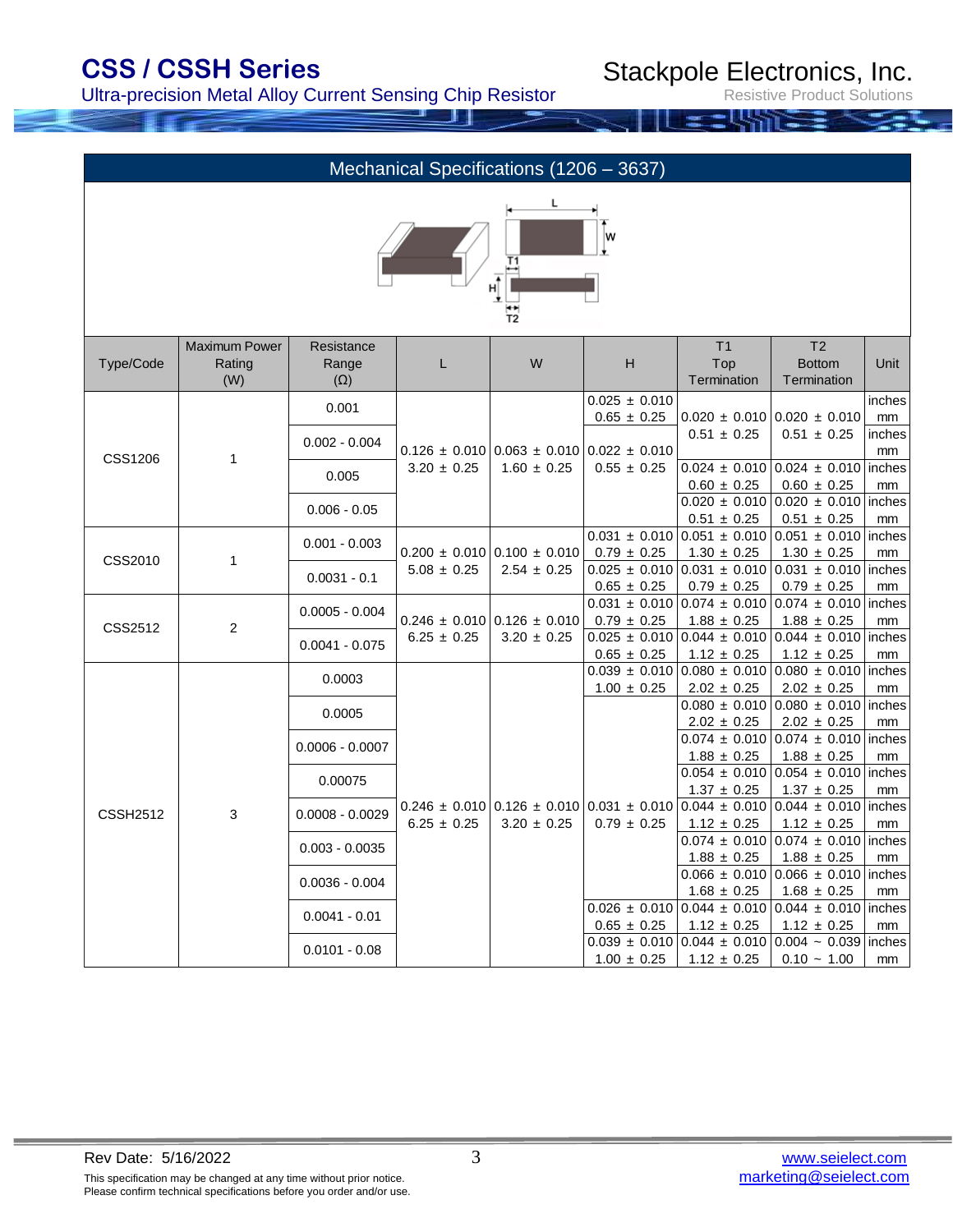## Mechanical Specifications (1206 – 3637)

| Type/Code | Maximum Power Rating (W) | Resistance Range (Ω) | L | W | H | T1 Top Termination | T2 Bottom Termination | Unit |
|---|---|---|---|---|---|---|---|---|
| CSS1206 | 1 | 0.001 | 0.126 ± 0.010<br>3.20 ± 0.25 | 0.063 ± 0.010<br>1.60 ± 0.25 | 0.025 ± 0.010<br>0.65 ± 0.25 | 0.020 ± 0.010<br>0.51 ± 0.25 | 0.020 ± 0.010<br>0.51 ± 0.25 | inches<br>mm |
| | | 0.002 - 0.004 | | | 0.022 ± 0.010<br>0.55 ± 0.25 | | | inches<br>mm |
| | | 0.005 | | | | 0.024 ± 0.010<br>0.60 ± 0.25 | 0.024 ± 0.010<br>0.60 ± 0.25 | inches<br>mm |
| | | 0.006 - 0.05 | | | | 0.020 ± 0.010<br>0.51 ± 0.25 | 0.020 ± 0.010<br>0.51 ± 0.25 | inches<br>mm |
| CSS2010 | 1 | 0.001 - 0.003 | 0.200 ± 0.010<br>5.08 ± 0.25 | 0.100 ± 0.010<br>2.54 ± 0.25 | 0.031 ± 0.010<br>0.79 ± 0.25 | 0.051 ± 0.010<br>1.30 ± 0.25 | 0.051 ± 0.010<br>1.30 ± 0.25 | inches<br>mm |
| | | 0.0031 - 0.1 | | | 0.025 ± 0.010<br>0.65 ± 0.25 | 0.031 ± 0.010<br>0.79 ± 0.25 | 0.031 ± 0.010<br>0.79 ± 0.25 | inches<br>mm |
| CSS2512 | 2 | 0.0005 - 0.004 | 0.246 ± 0.010<br>6.25 ± 0.25 | 0.126 ± 0.010<br>3.20 ± 0.25 | 0.031 ± 0.010<br>0.79 ± 0.25 | 0.074 ± 0.010<br>1.88 ± 0.25 | 0.074 ± 0.010<br>1.88 ± 0.25 | inches<br>mm |
| | | 0.0041 - 0.075 | | | 0.025 ± 0.010<br>0.65 ± 0.25 | 0.044 ± 0.010<br>1.12 ± 0.25 | 0.044 ± 0.010<br>1.12 ± 0.25 | inches<br>mm |
| CSSH2512 | 3 | 0.0003 | 0.246 ± 0.010<br>6.25 ± 0.25 | 0.126 ± 0.010<br>3.20 ± 0.25 | 0.039 ± 0.010<br>1.00 ± 0.25 | 0.080 ± 0.010<br>2.02 ± 0.25 | 0.080 ± 0.010<br>2.02 ± 0.25 | inches<br>mm |
| | | 0.0005 | | | 0.031 ± 0.010<br>0.79 ± 0.25 | 0.080 ± 0.010<br>2.02 ± 0.25 | 0.080 ± 0.010<br>2.02 ± 0.25 | inches<br>mm |
| | | 0.0006 - 0.0007 | | | | 0.074 ± 0.010<br>1.88 ± 0.25 | 0.074 ± 0.010<br>1.88 ± 0.25 | inches<br>mm |
| | | 0.00075 | | | | 0.054 ± 0.010<br>1.37 ± 0.25 | 0.054 ± 0.010<br>1.37 ± 0.25 | inches<br>mm |
| | | 0.0008 - 0.0029 | | | | 0.044 ± 0.010<br>1.12 ± 0.25 | 0.044 ± 0.010<br>1.12 ± 0.25 | inches<br>mm |
| | | 0.003 - 0.0035 | | | | 0.074 ± 0.010<br>1.88 ± 0.25 | 0.074 ± 0.010<br>1.88 ± 0.25 | inches<br>mm |
| | | 0.0036 - 0.004 | | | | 0.066 ± 0.010<br>1.68 ± 0.25 | 0.066 ± 0.010<br>1.68 ± 0.25 | inches<br>mm |
| | | 0.0041 - 0.01 | | | 0.026 ± 0.010<br>0.65 ± 0.25 | 0.044 ± 0.010<br>1.12 ± 0.25 | 0.044 ± 0.010<br>1.12 ± 0.25 | inches<br>mm |
| | | 0.0101 - 0.08 | | | 0.039 ± 0.010<br>1.00 ± 0.25 | 0.044 ± 0.010<br>1.12 ± 0.25 | 0.004 ~ 0.039<br>0.10 ~ 1.00 | inches<br>mm |

Rev Date: 5/16/2022

This specification may be changed at any time without prior notice.
Please confirm technical specifications before you order and/or use.

www.seielect.com
marketing@seielect.com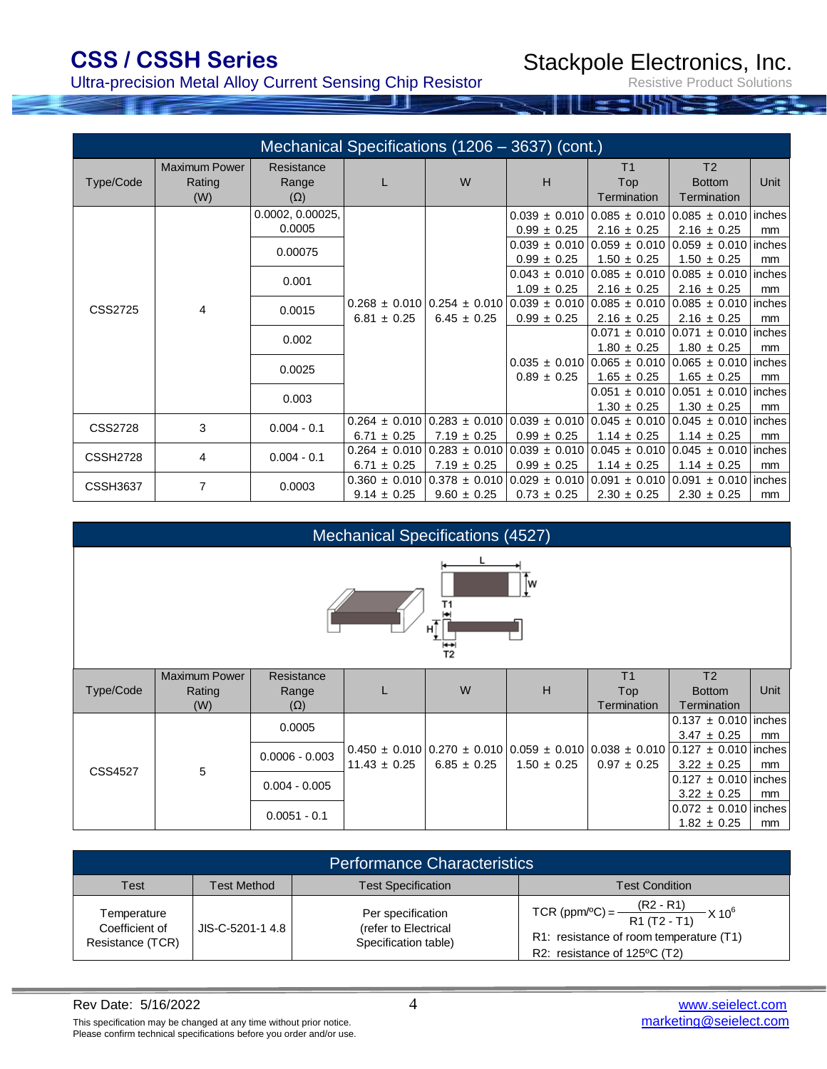## Mechanical Specifications (1206 – 3637) (cont.)

| Type/Code | Maximum Power Rating (W) | Resistance Range (Ω) | L | W | H | T1 Top Termination | T2 Bottom Termination | Unit |
|---|---|---|---|---|---|---|---|---|
| CSS2725 | 4 | 0.0002, 0.00025, 0.0005 | 0.268 ± 0.010 | 0.254 ± 0.010 | 0.039 ± 0.010 | 0.085 ± 0.010 | 0.085 ± 0.010 | inches |
| | | | 6.81 ± 0.25 | 6.45 ± 0.25 | 0.99 ± 0.25 | 2.16 ± 0.25 | 2.16 ± 0.25 | mm |
| | | 0.00075 | | | 0.039 ± 0.010 | 0.059 ± 0.010 | 0.059 ± 0.010 | inches |
| | | | | | 0.99 ± 0.25 | 1.50 ± 0.25 | 1.50 ± 0.25 | mm |
| | | 0.001 | | | 0.043 ± 0.010 | 0.085 ± 0.010 | 0.085 ± 0.010 | inches |
| | | | | | 1.09 ± 0.25 | 2.16 ± 0.25 | 2.16 ± 0.25 | mm |
| | | 0.0015 | | | 0.039 ± 0.010 | 0.085 ± 0.010 | 0.085 ± 0.010 | inches |
| | | | | | 0.99 ± 0.25 | 2.16 ± 0.25 | 2.16 ± 0.25 | mm |
| | | 0.002 | | | 0.035 ± 0.010 | 0.071 ± 0.010 | 0.071 ± 0.010 | inches |
| | | | | | 0.89 ± 0.25 | 1.80 ± 0.25 | 1.80 ± 0.25 | mm |
| | | 0.0025 | | | | 0.065 ± 0.010 | 0.065 ± 0.010 | inches |
| | | | | | | 1.65 ± 0.25 | 1.65 ± 0.25 | mm |
| | | 0.003 | | | | 0.051 ± 0.010 | 0.051 ± 0.010 | inches |
| | | | | | | 1.30 ± 0.25 | 1.30 ± 0.25 | mm |
| CSS2728 | 3 | 0.004 - 0.1 | 0.264 ± 0.010 | 0.283 ± 0.010 | 0.039 ± 0.010 | 0.045 ± 0.010 | 0.045 ± 0.010 | inches |
| | | | 6.71 ± 0.25 | 7.19 ± 0.25 | 0.99 ± 0.25 | 1.14 ± 0.25 | 1.14 ± 0.25 | mm |
| CSSH2728 | 4 | 0.004 - 0.1 | 0.264 ± 0.010 | 0.283 ± 0.010 | 0.039 ± 0.010 | 0.045 ± 0.010 | 0.045 ± 0.010 | inches |
| | | | 6.71 ± 0.25 | 7.19 ± 0.25 | 0.99 ± 0.25 | 1.14 ± 0.25 | 1.14 ± 0.25 | mm |
| CSSH3637 | 7 | 0.0003 | 0.360 ± 0.010 | 0.378 ± 0.010 | 0.029 ± 0.010 | 0.091 ± 0.010 | 0.091 ± 0.010 | inches |
| | | | 9.14 ± 0.25 | 9.60 ± 0.25 | 0.73 ± 0.25 | 2.30 ± 0.25 | 2.30 ± 0.25 | mm |

## Mechanical Specifications (4527)

| Type/Code | Maximum Power Rating (W) | Resistance Range (Ω) | L | W | H | T1 Top Termination | T2 Bottom Termination | Unit |
|---|---|---|---|---|---|---|---|---|
| CSS4527 | 5 | 0.0005 | 0.450 ± 0.010 | 0.270 ± 0.010 | 0.059 ± 0.010 | 0.038 ± 0.010 | 0.137 ± 0.010 | inches |
| | | | 11.43 ± 0.25 | 6.85 ± 0.25 | 1.50 ± 0.25 | 0.97 ± 0.25 | 3.47 ± 0.25 | mm |
| | | 0.0006 - 0.003 | | | | | 0.127 ± 0.010 | inches |
| | | | | | | | 3.22 ± 0.25 | mm |
| | | 0.004 - 0.005 | | | | | 0.127 ± 0.010 | inches |
| | | | | | | | 3.22 ± 0.25 | mm |
| | | 0.0051 - 0.1 | | | | | 0.072 ± 0.010 | inches |
| | | | | | | | 1.82 ± 0.25 | mm |

## Performance Characteristics

| Test | Test Method | Test Specification | Test Condition |
|---|---|---|---|
| Temperature Coefficient of Resistance (TCR) | JIS-C-5201-1 4.8 | Per specification (refer to Electrical Specification table) | $\text{TCR (ppm/°C)} = \frac{(R2 - R1)}{R1\ (T2 - T1)} \times 10^6$ <br> R1: resistance of room temperature (T1) <br> R2: resistance of 125°C (T2) |

Rev Date: 5/16/2022

This specification may be changed at any time without prior notice.
Please confirm technical specifications before you order and/or use.

www.seielect.com
marketing@seielect.com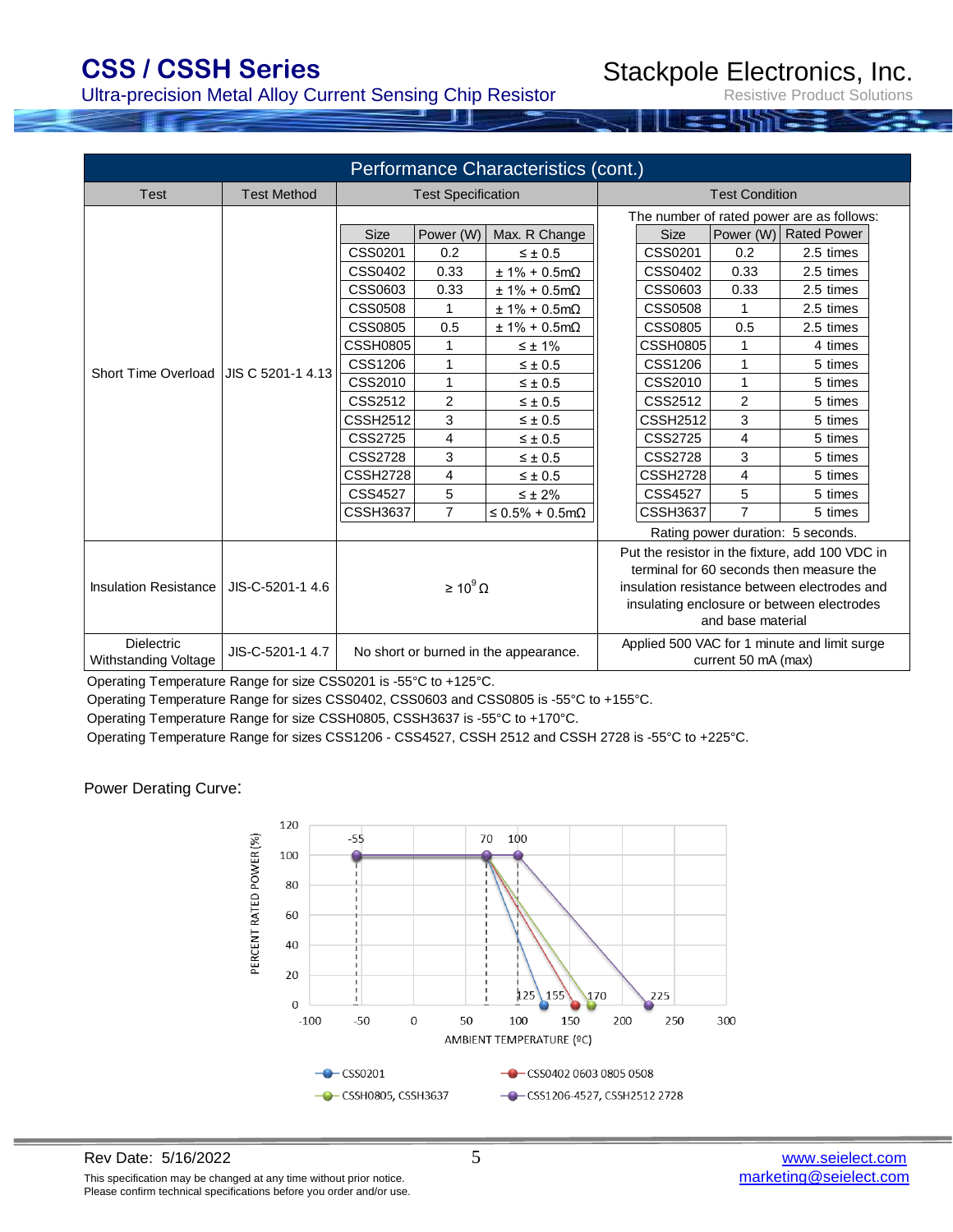## Performance Characteristics (cont.)

<table>
<tr><th>Test</th><th>Test Method</th><th>Test Specification</th><th>Test Condition</th></tr>
<tr><td>Short Time Overload</td><td>JIS C 5201-1 4.13</td><td>

| Size | Power (W) | Max. R Change |
|---|---|---|
| CSS0201 | 0.2 | ≤ ± 0.5 |
| CSS0402 | 0.33 | ± 1% + 0.5mΩ |
| CSS0603 | 0.33 | ± 1% + 0.5mΩ |
| CSS0508 | 1 | ± 1% + 0.5mΩ |
| CSS0805 | 0.5 | ± 1% + 0.5mΩ |
| CSSH0805 | 1 | ≤ ± 1% |
| CSS1206 | 1 | ≤ ± 0.5 |
| CSS2010 | 1 | ≤ ± 0.5 |
| CSS2512 | 2 | ≤ ± 0.5 |
| CSSH2512 | 3 | ≤ ± 0.5 |
| CSS2725 | 4 | ≤ ± 0.5 |
| CSS2728 | 3 | ≤ ± 0.5 |
| CSSH2728 | 4 | ≤ ± 0.5 |
| CSS4527 | 5 | ≤ ± 2% |
| CSSH3637 | 7 | ≤ 0.5% + 0.5mΩ |

</td><td>

The number of rated power are as follows:

| Size | Power (W) | Rated Power |
|---|---|---|
| CSS0201 | 0.2 | 2.5 times |
| CSS0402 | 0.33 | 2.5 times |
| CSS0603 | 0.33 | 2.5 times |
| CSS0508 | 1 | 2.5 times |
| CSS0805 | 0.5 | 2.5 times |
| CSSH0805 | 1 | 4 times |
| CSS1206 | 1 | 5 times |
| CSS2010 | 1 | 5 times |
| CSS2512 | 2 | 5 times |
| CSSH2512 | 3 | 5 times |
| CSS2725 | 4 | 5 times |
| CSS2728 | 3 | 5 times |
| CSSH2728 | 4 | 5 times |
| CSS4527 | 5 | 5 times |
| CSSH3637 | 7 | 5 times |

Rating power duration: 5 seconds.

</td></tr>
<tr><td>Insulation Resistance</td><td>JIS-C-5201-1 4.6</td><td>≥ 10<sup>9</sup> Ω</td><td>Put the resistor in the fixture, add 100 VDC in terminal for 60 seconds then measure the insulation resistance between electrodes and insulating enclosure or between electrodes and base material</td></tr>
<tr><td>Dielectric Withstanding Voltage</td><td>JIS-C-5201-1 4.7</td><td>No short or burned in the appearance.</td><td>Applied 500 VAC for 1 minute and limit surge current 50 mA (max)</td></tr>
</table>

Operating Temperature Range for size CSS0201 is -55°C to +125°C.

Operating Temperature Range for sizes CSS0402, CSS0603 and CSS0805 is -55°C to +155°C.

Operating Temperature Range for size CSSH0805, CSSH3637 is -55°C to +170°C.

Operating Temperature Range for sizes CSS1206 - CSS4527, CSSH 2512 and CSSH 2728 is -55°C to +225°C.

Power Derating Curve:

PERCENT RATED POWER (%) vs. AMBIENT TEMPERATURE (ºC)

Curve points: -55, 70, 100 (100%); 125, 155, 170, 225 (0%)

Legend: CSS0201; CSS0402 0603 0805 0508; CSSH0805, CSSH3637; CSS1206-4527, CSSH2512 2728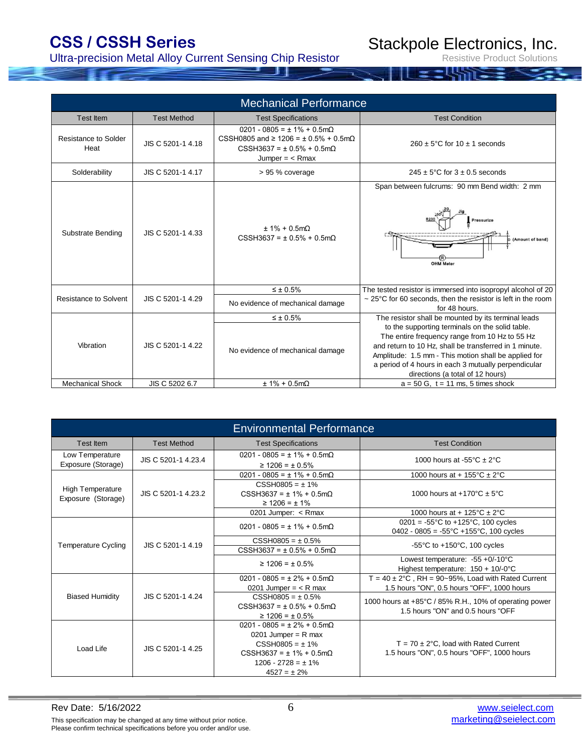## Mechanical Performance

| Test Item | Test Method | Test Specifications | Test Condition |
|---|---|---|---|
| Resistance to Solder Heat | JIS C 5201-1 4.18 | 0201 - 0805 = ± 1% + 0.5mΩ<br>CSSH0805 and ≥ 1206 = ± 0.5% + 0.5mΩ<br>CSSH3637 = ± 0.5% + 0.5mΩ<br>Jumper = < Rmax | 260 ± 5°C for 10 ± 1 seconds |
| Solderability | JIS C 5201-1 4.17 | > 95 % coverage | 245 ± 5°C for 3 ± 0.5 seconds |
| Substrate Bending | JIS C 5201-1 4.33 | ± 1% + 0.5mΩ<br>CSSH3637 = ± 0.5% + 0.5mΩ | Span between fulcrums: 90 mm Bend width: 2 mm |
| Resistance to Solvent | JIS C 5201-1 4.29 | ≤ ± 0.5%<br>No evidence of mechanical damage | The tested resistor is immersed into isopropyl alcohol of 20 ~ 25°C for 60 seconds, then the resistor is left in the room for 48 hours. |
| Vibration | JIS C 5201-1 4.22 | ≤ ± 0.5%<br>No evidence of mechanical damage | The resistor shall be mounted by its terminal leads to the supporting terminals on the solid table. The entire frequency range from 10 Hz to 55 Hz and return to 10 Hz, shall be transferred in 1 minute. Amplitude: 1.5 mm - This motion shall be applied for a period of 4 hours in each 3 mutually perpendicular directions (a total of 12 hours) |
| Mechanical Shock | JIS C 5202 6.7 | ± 1% + 0.5mΩ | a = 50 G, t = 11 ms, 5 times shock |

## Environmental Performance

| Test Item | Test Method | Test Specifications | Test Condition |
|---|---|---|---|
| Low Temperature Exposure (Storage) | JIS C 5201-1 4.23.4 | 0201 - 0805 = ± 1% + 0.5mΩ<br>≥ 1206 = ± 0.5% | 1000 hours at -55°C ± 2°C |
| High Temperature Exposure (Storage) | JIS C 5201-1 4.23.2 | 0201 - 0805 = ± 1% + 0.5mΩ | 1000 hours at + 155°C ± 2°C |
| | | CSSH0805 = ± 1%<br>CSSH3637 = ± 1% + 0.5mΩ<br>≥ 1206 = ± 1% | 1000 hours at +170°C ± 5°C |
| | | 0201 Jumper: < Rmax | 1000 hours at + 125°C ± 2°C |
| Temperature Cycling | JIS C 5201-1 4.19 | 0201 - 0805 = ± 1% + 0.5mΩ | 0201 = -55°C to +125°C, 100 cycles<br>0402 - 0805 = -55°C +155°C, 100 cycles |
| | | CSSH0805 = ± 0.5%<br>CSSH3637 = ± 0.5% + 0.5mΩ | -55°C to +150°C, 100 cycles |
| | | ≥ 1206 = ± 0.5% | Lowest temperature: -55 +0/-10°C<br>Highest temperature: 150 + 10/-0°C |
| Biased Humidity | JIS C 5201-1 4.24 | 0201 - 0805 = ± 2% + 0.5mΩ<br>0201 Jumper = < R max | T = 40 ± 2°C , RH = 90~95%, Load with Rated Current<br>1.5 hours "ON", 0.5 hours "OFF", 1000 hours |
| | | CSSH0805 = ± 0.5%<br>CSSH3637 = ± 0.5% + 0.5mΩ<br>≥ 1206 = ± 0.5% | 1000 hours at +85°C / 85% R.H., 10% of operating power<br>1.5 hours "ON" and 0.5 hours "OFF |
| Load Life | JIS C 5201-1 4.25 | 0201 - 0805 = ± 2% + 0.5mΩ<br>0201 Jumper = R max<br>CSSH0805 = ± 1%<br>CSSH3637 = ± 1% + 0.5mΩ<br>1206 - 2728 = ± 1%<br>4527 = ± 2% | T = 70 ± 2°C, load with Rated Current<br>1.5 hours "ON", 0.5 hours "OFF", 1000 hours |

Rev Date: 5/16/2022

This specification may be changed at any time without prior notice.
Please confirm technical specifications before you order and/or use.

www.seielect.com
marketing@seielect.com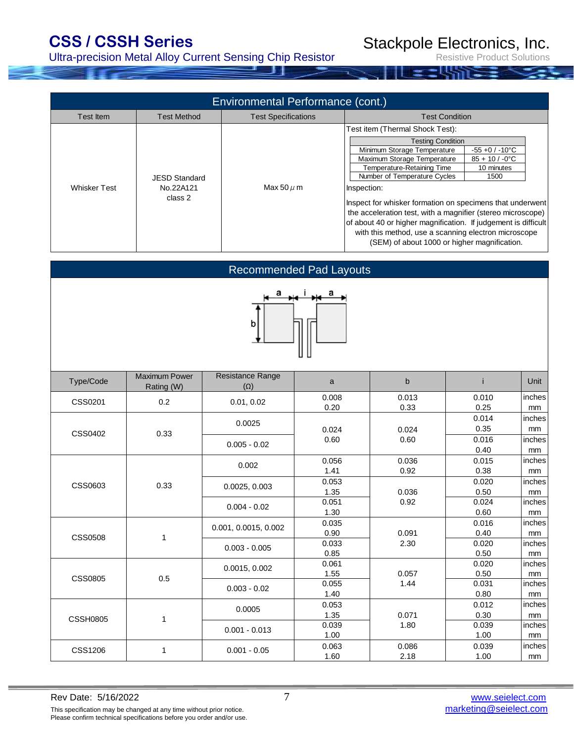## Environmental Performance (cont.)

| Test Item | Test Method | Test Specifications | Test Condition |
|---|---|---|---|
| Whisker Test | JESD Standard No.22A121 class 2 | Max 50 μm | Test item (Thermal Shock Test): Testing Condition: Minimum Storage Temperature -55 +0 / -10°C; Maximum Storage Temperature 85 + 10 / -0°C; Temperature-Retaining Time 10 minutes; Number of Temperature Cycles 1500. Inspection: Inspect for whisker formation on specimens that underwent the acceleration test, with a magnifier (stereo microscope) of about 40 or higher magnification. If judgement is difficult with this method, use a scanning electron microscope (SEM) of about 1000 or higher magnification. |

| Testing Condition | |
|---|---|
| Minimum Storage Temperature | -55 +0 / -10°C |
| Maximum Storage Temperature | 85 + 10 / -0°C |
| Temperature-Retaining Time | 10 minutes |
| Number of Temperature Cycles | 1500 |

## Recommended Pad Layouts

| Type/Code | Maximum Power Rating (W) | Resistance Range (Ω) | a | b | i | Unit |
|---|---|---|---|---|---|---|
| CSS0201 | 0.2 | 0.01, 0.02 | 0.008<br>0.20 | 0.013<br>0.33 | 0.010<br>0.25 | inches<br>mm |
| CSS0402 | 0.33 | 0.0025 | 0.024<br>0.60 | 0.024<br>0.60 | 0.014<br>0.35 | inches<br>mm |
| | | 0.005 - 0.02 | | | 0.016<br>0.40 | inches<br>mm |
| CSS0603 | 0.33 | 0.002 | 0.056<br>1.41 | 0.036<br>0.92 | 0.015<br>0.38 | inches<br>mm |
| | | 0.0025, 0.003 | 0.053<br>1.35 | 0.036<br>0.92 | 0.020<br>0.50 | inches<br>mm |
| | | 0.004 - 0.02 | 0.051<br>1.30 | | 0.024<br>0.60 | inches<br>mm |
| CSS0508 | 1 | 0.001, 0.0015, 0.002 | 0.035<br>0.90 | 0.091<br>2.30 | 0.016<br>0.40 | inches<br>mm |
| | | 0.003 - 0.005 | 0.033<br>0.85 | | 0.020<br>0.50 | inches<br>mm |
| CSS0805 | 0.5 | 0.0015, 0.002 | 0.061<br>1.55 | 0.057<br>1.44 | 0.020<br>0.50 | inches<br>mm |
| | | 0.003 - 0.02 | 0.055<br>1.40 | | 0.031<br>0.80 | inches<br>mm |
| CSSH0805 | 1 | 0.0005 | 0.053<br>1.35 | 0.071<br>1.80 | 0.012<br>0.30 | inches<br>mm |
| | | 0.001 - 0.013 | 0.039<br>1.00 | | 0.039<br>1.00 | inches<br>mm |
| CSS1206 | 1 | 0.001 - 0.05 | 0.063<br>1.60 | 0.086<br>2.18 | 0.039<br>1.00 | inches<br>mm |

Rev Date: 5/16/2022

This specification may be changed at any time without prior notice.
Please confirm technical specifications before you order and/or use.

www.seielect.com
marketing@seielect.com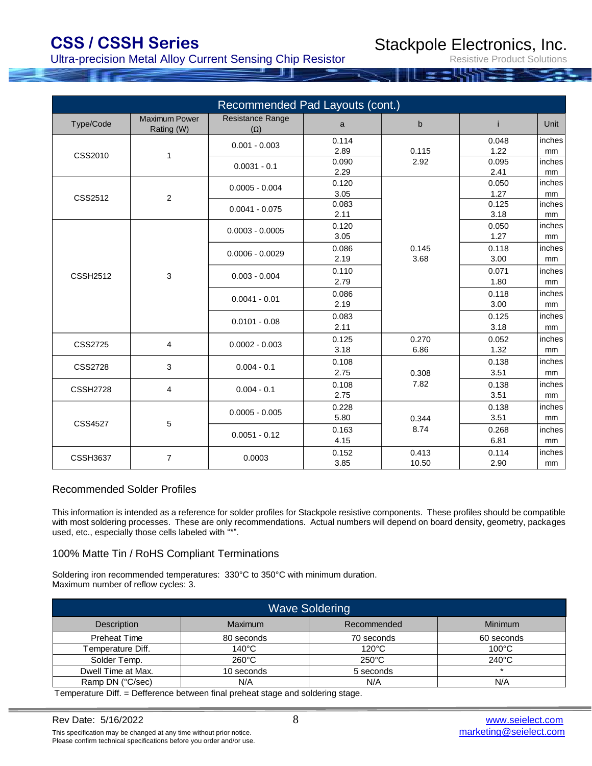## Recommended Pad Layouts (cont.)

| Type/Code | Maximum Power Rating (W) | Resistance Range (Ω) | a | b | i | Unit |
|---|---|---|---|---|---|---|
| CSS2010 | 1 | 0.001 - 0.003 | 0.114<br>2.89 | 0.115<br>2.92 | 0.048<br>1.22 | inches<br>mm |
| | | 0.0031 - 0.1 | 0.090<br>2.29 | | 0.095<br>2.41 | inches<br>mm |
| CSS2512 | 2 | 0.0005 - 0.004 | 0.120<br>3.05 | 0.145<br>3.68 | 0.050<br>1.27 | inches<br>mm |
| | | 0.0041 - 0.075 | 0.083<br>2.11 | | 0.125<br>3.18 | inches<br>mm |
| CSSH2512 | 3 | 0.0003 - 0.0005 | 0.120<br>3.05 | | 0.050<br>1.27 | inches<br>mm |
| | | 0.0006 - 0.0029 | 0.086<br>2.19 | | 0.118<br>3.00 | inches<br>mm |
| | | 0.003 - 0.004 | 0.110<br>2.79 | | 0.071<br>1.80 | inches<br>mm |
| | | 0.0041 - 0.01 | 0.086<br>2.19 | | 0.118<br>3.00 | inches<br>mm |
| | | 0.0101 - 0.08 | 0.083<br>2.11 | | 0.125<br>3.18 | inches<br>mm |
| CSS2725 | 4 | 0.0002 - 0.003 | 0.125<br>3.18 | 0.270<br>6.86 | 0.052<br>1.32 | inches<br>mm |
| CSS2728 | 3 | 0.004 - 0.1 | 0.108<br>2.75 | 0.308<br>7.82 | 0.138<br>3.51 | inches<br>mm |
| CSSH2728 | 4 | 0.004 - 0.1 | 0.108<br>2.75 | | 0.138<br>3.51 | inches<br>mm |
| CSS4527 | 5 | 0.0005 - 0.005 | 0.228<br>5.80 | 0.344<br>8.74 | 0.138<br>3.51 | inches<br>mm |
| | | 0.0051 - 0.12 | 0.163<br>4.15 | | 0.268<br>6.81 | inches<br>mm |
| CSSH3637 | 7 | 0.0003 | 0.152<br>3.85 | 0.413<br>10.50 | 0.114<br>2.90 | inches<br>mm |

## Recommended Solder Profiles

This information is intended as a reference for solder profiles for Stackpole resistive components. These profiles should be compatible with most soldering processes. These are only recommendations. Actual numbers will depend on board density, geometry, packages used, etc., especially those cells labeled with "*".

### 100% Matte Tin / RoHS Compliant Terminations

Soldering iron recommended temperatures: 330°C to 350°C with minimum duration.
Maximum number of reflow cycles: 3.

| Wave Soldering | | | |
|---|---|---|---|
| Description | Maximum | Recommended | Minimum |
| Preheat Time | 80 seconds | 70 seconds | 60 seconds |
| Temperature Diff. | 140°C | 120°C | 100°C |
| Solder Temp. | 260°C | 250°C | 240°C |
| Dwell Time at Max. | 10 seconds | 5 seconds | * |
| Ramp DN (°C/sec) | N/A | N/A | N/A |

Temperature Diff. = Deference between final preheat stage and soldering stage.

Rev Date: 5/16/2022

This specification may be changed at any time without prior notice.
Please confirm technical specifications before you order and/or use.

www.seielect.com
marketing@seielect.com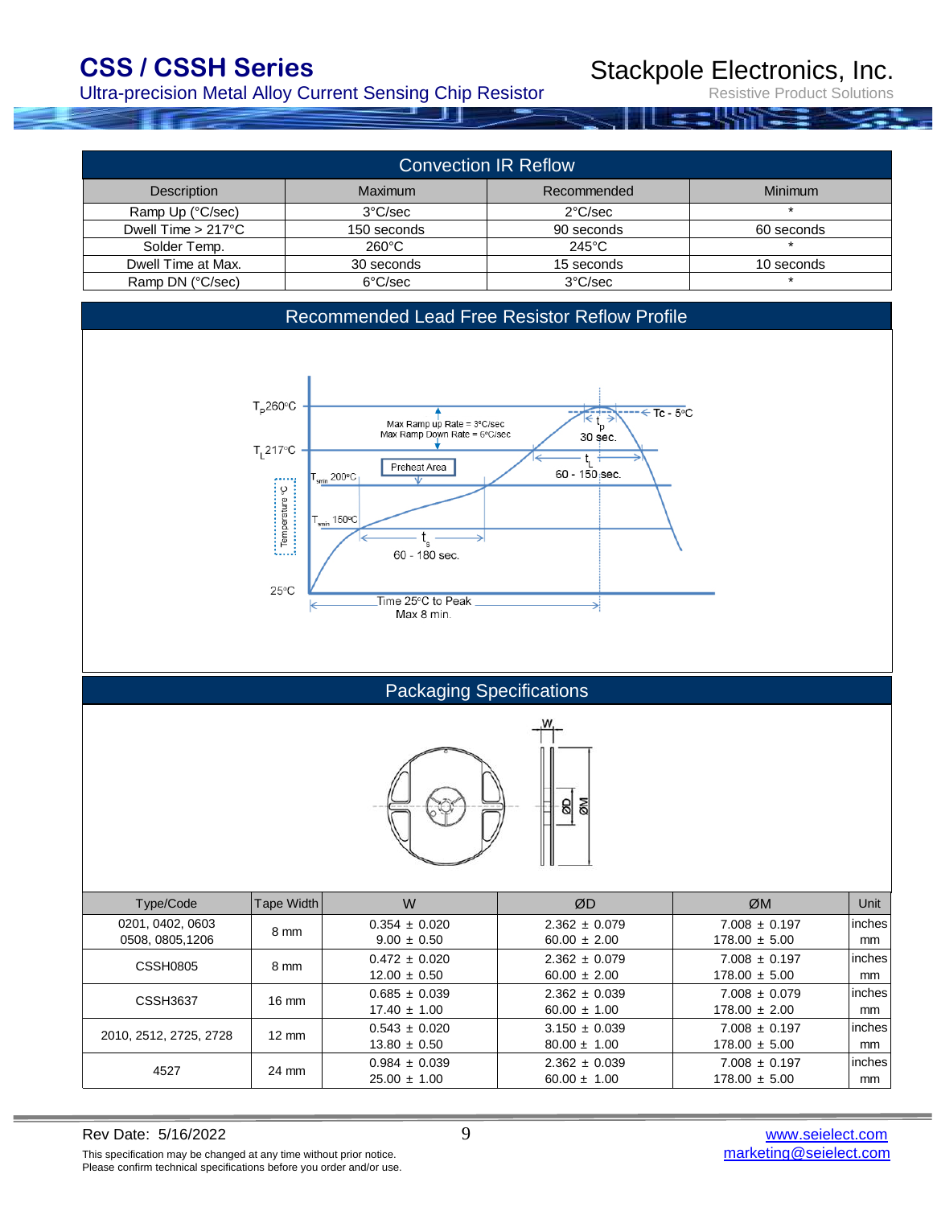## Convection IR Reflow

| Description | Maximum | Recommended | Minimum |
|---|---|---|---|
| Ramp Up (°C/sec) | 3°C/sec | 2°C/sec | * |
| Dwell Time > 217°C | 150 seconds | 90 seconds | 60 seconds |
| Solder Temp. | 260°C | 245°C | * |
| Dwell Time at Max. | 30 seconds | 15 seconds | 10 seconds |
| Ramp DN (°C/sec) | 6°C/sec | 3°C/sec | * |

## Recommended Lead Free Resistor Reflow Profile

## Packaging Specifications

| Type/Code | Tape Width | W | ØD | ØM | Unit |
|---|---|---|---|---|---|
| 0201, 0402, 0603<br>0508, 0805,1206 | 8 mm | 0.354 ± 0.020<br>9.00 ± 0.50 | 2.362 ± 0.079<br>60.00 ± 2.00 | 7.008 ± 0.197<br>178.00 ± 5.00 | inches<br>mm |
| CSSH0805 | 8 mm | 0.472 ± 0.020<br>12.00 ± 0.50 | 2.362 ± 0.079<br>60.00 ± 2.00 | 7.008 ± 0.197<br>178.00 ± 5.00 | inches<br>mm |
| CSSH3637 | 16 mm | 0.685 ± 0.039<br>17.40 ± 1.00 | 2.362 ± 0.039<br>60.00 ± 1.00 | 7.008 ± 0.079<br>178.00 ± 2.00 | inches<br>mm |
| 2010, 2512, 2725, 2728 | 12 mm | 0.543 ± 0.020<br>13.80 ± 0.50 | 3.150 ± 0.039<br>80.00 ± 1.00 | 7.008 ± 0.197<br>178.00 ± 5.00 | inches<br>mm |
| 4527 | 24 mm | 0.984 ± 0.039<br>25.00 ± 1.00 | 2.362 ± 0.039<br>60.00 ± 1.00 | 7.008 ± 0.197<br>178.00 ± 5.00 | inches<br>mm |

Rev Date: 5/16/2022

This specification may be changed at any time without prior notice.
Please confirm technical specifications before you order and/or use.

www.seielect.com
marketing@seielect.com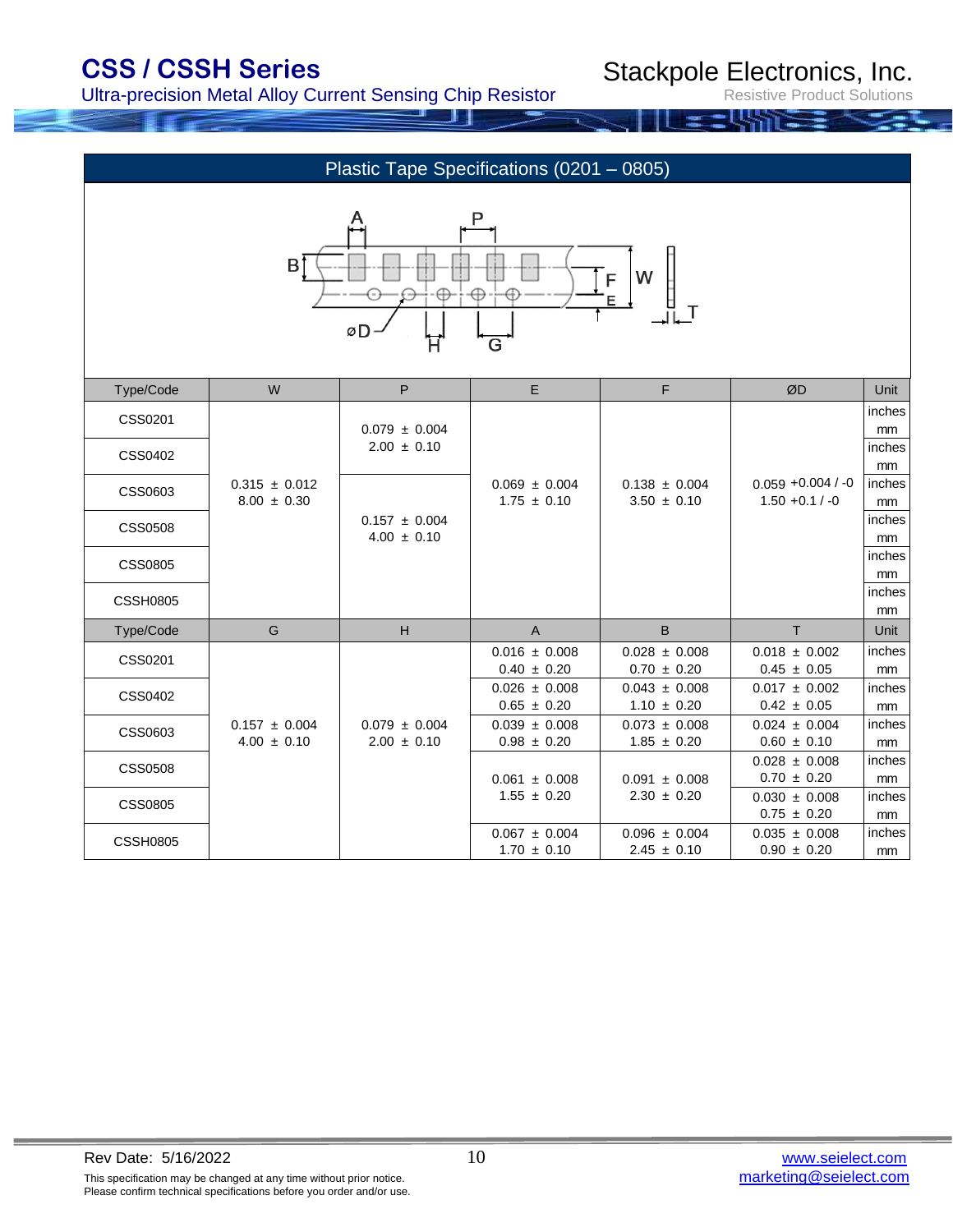## Plastic Tape Specifications (0201 – 0805)

| Type/Code | W | P | E | F | ØD | Unit |
|---|---|---|---|---|---|---|
| CSS0201 | 0.315 ± 0.012<br>8.00 ± 0.30 | 0.079 ± 0.004<br>2.00 ± 0.10 | 0.069 ± 0.004<br>1.75 ± 0.10 | 0.138 ± 0.004<br>3.50 ± 0.10 | 0.059 +0.004 / -0<br>1.50 +0.1 / -0 | inches<br>mm |
| CSS0402 | | | | | | inches<br>mm |
| CSS0603 | | 0.157 ± 0.004<br>4.00 ± 0.10 | | | | inches<br>mm |
| CSS0508 | | | | | | inches<br>mm |
| CSS0805 | | | | | | inches<br>mm |
| CSSH0805 | | | | | | inches<br>mm |

| Type/Code | G | H | A | B | T | Unit |
|---|---|---|---|---|---|---|
| CSS0201 | 0.157 ± 0.004<br>4.00 ± 0.10 | 0.079 ± 0.004<br>2.00 ± 0.10 | 0.016 ± 0.008<br>0.40 ± 0.20 | 0.028 ± 0.008<br>0.70 ± 0.20 | 0.018 ± 0.002<br>0.45 ± 0.05 | inches<br>mm |
| CSS0402 | | | 0.026 ± 0.008<br>0.65 ± 0.20 | 0.043 ± 0.008<br>1.10 ± 0.20 | 0.017 ± 0.002<br>0.42 ± 0.05 | inches<br>mm |
| CSS0603 | | | 0.039 ± 0.008<br>0.98 ± 0.20 | 0.073 ± 0.008<br>1.85 ± 0.20 | 0.024 ± 0.004<br>0.60 ± 0.10 | inches<br>mm |
| CSS0508 | | | 0.061 ± 0.008<br>1.55 ± 0.20 | 0.091 ± 0.008<br>2.30 ± 0.20 | 0.028 ± 0.008<br>0.70 ± 0.20 | inches<br>mm |
| CSS0805 | | | | | 0.030 ± 0.008<br>0.75 ± 0.20 | inches<br>mm |
| CSSH0805 | | | 0.067 ± 0.004<br>1.70 ± 0.10 | 0.096 ± 0.004<br>2.45 ± 0.10 | 0.035 ± 0.008<br>0.90 ± 0.20 | inches<br>mm |

Rev Date: 5/16/2022

This specification may be changed at any time without prior notice.
Please confirm technical specifications before you order and/or use.

www.seielect.com
marketing@seielect.com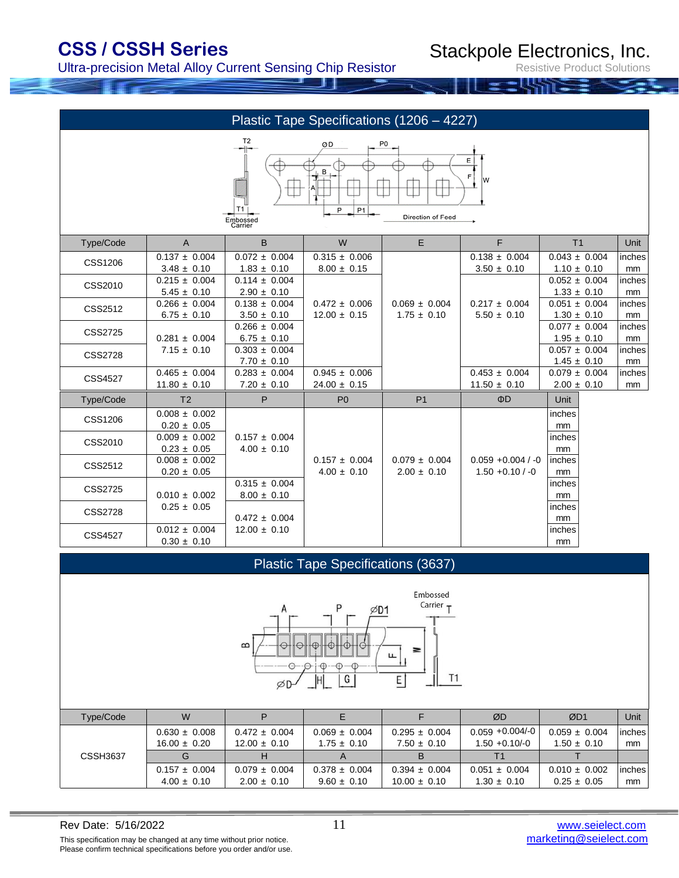## Plastic Tape Specifications (1206 – 4227)

| Type/Code | A | B | W | E | F | T1 | Unit |
|---|---|---|---|---|---|---|---|
| CSS1206 | 0.137 ± 0.004 | 0.072 ± 0.004 | 0.315 ± 0.006 | | 0.138 ± 0.004 | 0.043 ± 0.004 | inches |
| | 3.48 ± 0.10 | 1.83 ± 0.10 | 8.00 ± 0.15 | | 3.50 ± 0.10 | 1.10 ± 0.10 | mm |
| CSS2010 | 0.215 ± 0.004 | 0.114 ± 0.004 | 0.472 ± 0.006 | 0.069 ± 0.004 | 0.217 ± 0.004 | 0.052 ± 0.004 | inches |
| | 5.45 ± 0.10 | 2.90 ± 0.10 | 12.00 ± 0.15 | 1.75 ± 0.10 | 5.50 ± 0.10 | 1.33 ± 0.10 | mm |
| CSS2512 | 0.266 ± 0.004 | 0.138 ± 0.004 | 0.472 ± 0.006 | 0.069 ± 0.004 | 0.217 ± 0.004 | 0.051 ± 0.004 | inches |
| | 6.75 ± 0.10 | 3.50 ± 0.10 | 12.00 ± 0.15 | 1.75 ± 0.10 | 5.50 ± 0.10 | 1.30 ± 0.10 | mm |
| CSS2725 | 0.281 ± 0.004 | 0.266 ± 0.004 | 0.472 ± 0.006 | 0.069 ± 0.004 | 0.217 ± 0.004 | 0.077 ± 0.004 | inches |
| | 7.15 ± 0.10 | 6.75 ± 0.10 | 12.00 ± 0.15 | 1.75 ± 0.10 | 5.50 ± 0.10 | 1.95 ± 0.10 | mm |
| CSS2728 | 0.281 ± 0.004 | 0.303 ± 0.004 | 0.472 ± 0.006 | 0.069 ± 0.004 | 0.217 ± 0.004 | 0.057 ± 0.004 | inches |
| | 7.15 ± 0.10 | 7.70 ± 0.10 | 12.00 ± 0.15 | 1.75 ± 0.10 | 5.50 ± 0.10 | 1.45 ± 0.10 | mm |
| CSS4527 | 0.465 ± 0.004 | 0.283 ± 0.004 | 0.945 ± 0.006 | 0.069 ± 0.004 | 0.453 ± 0.004 | 0.079 ± 0.004 | inches |
| | 11.80 ± 0.10 | 7.20 ± 0.10 | 24.00 ± 0.15 | 1.75 ± 0.10 | 11.50 ± 0.10 | 2.00 ± 0.10 | mm |

| Type/Code | T2 | P | P0 | P1 | ΦD | Unit |
|---|---|---|---|---|---|---|
| CSS1206 | 0.008 ± 0.002 | 0.157 ± 0.004 | 0.157 ± 0.004 | 0.079 ± 0.004 | 0.059 +0.004 / -0 | inches |
| | 0.20 ± 0.05 | 4.00 ± 0.10 | 4.00 ± 0.10 | 2.00 ± 0.10 | 1.50 +0.10 / -0 | mm |
| CSS2010 | 0.009 ± 0.002 | 0.157 ± 0.004 | 0.157 ± 0.004 | 0.079 ± 0.004 | 0.059 +0.004 / -0 | inches |
| | 0.23 ± 0.05 | 4.00 ± 0.10 | 4.00 ± 0.10 | 2.00 ± 0.10 | 1.50 +0.10 / -0 | mm |
| CSS2512 | 0.008 ± 0.002 | 0.157 ± 0.004 | 0.157 ± 0.004 | 0.079 ± 0.004 | 0.059 +0.004 / -0 | inches |
| | 0.20 ± 0.05 | 4.00 ± 0.10 | 4.00 ± 0.10 | 2.00 ± 0.10 | 1.50 +0.10 / -0 | mm |
| CSS2725 | 0.010 ± 0.002 | 0.315 ± 0.004 | 0.157 ± 0.004 | 0.079 ± 0.004 | 0.059 +0.004 / -0 | inches |
| | 0.25 ± 0.05 | 8.00 ± 0.10 | 4.00 ± 0.10 | 2.00 ± 0.10 | 1.50 +0.10 / -0 | mm |
| CSS2728 | 0.010 ± 0.002 | 0.472 ± 0.004 | 0.157 ± 0.004 | 0.079 ± 0.004 | 0.059 +0.004 / -0 | inches |
| | 0.25 ± 0.05 | 12.00 ± 0.10 | 4.00 ± 0.10 | 2.00 ± 0.10 | 1.50 +0.10 / -0 | mm |
| CSS4527 | 0.012 ± 0.004 | 0.472 ± 0.004 | 0.157 ± 0.004 | 0.079 ± 0.004 | 0.059 +0.004 / -0 | inches |
| | 0.30 ± 0.10 | 12.00 ± 0.10 | 4.00 ± 0.10 | 2.00 ± 0.10 | 1.50 +0.10 / -0 | mm |

## Plastic Tape Specifications (3637)

| Type/Code | W | P | E | F | ØD | ØD1 | Unit |
|---|---|---|---|---|---|---|---|
| CSSH3637 | 0.630 ± 0.008 | 0.472 ± 0.004 | 0.069 ± 0.004 | 0.295 ± 0.004 | 0.059 +0.004/-0 | 0.059 ± 0.004 | inches |
| | 16.00 ± 0.20 | 12.00 ± 0.10 | 1.75 ± 0.10 | 7.50 ± 0.10 | 1.50 +0.10/-0 | 1.50 ± 0.10 | mm |
| | **G** | **H** | **A** | **B** | **T1** | **T** | |
| | 0.157 ± 0.004 | 0.079 ± 0.004 | 0.378 ± 0.004 | 0.394 ± 0.004 | 0.051 ± 0.004 | 0.010 ± 0.002 | inches |
| | 4.00 ± 0.10 | 2.00 ± 0.10 | 9.60 ± 0.10 | 10.00 ± 0.10 | 1.30 ± 0.10 | 0.25 ± 0.05 | mm |

Rev Date: 5/16/2022

This specification may be changed at any time without prior notice.
Please confirm technical specifications before you order and/or use.

www.seielect.com
marketing@seielect.com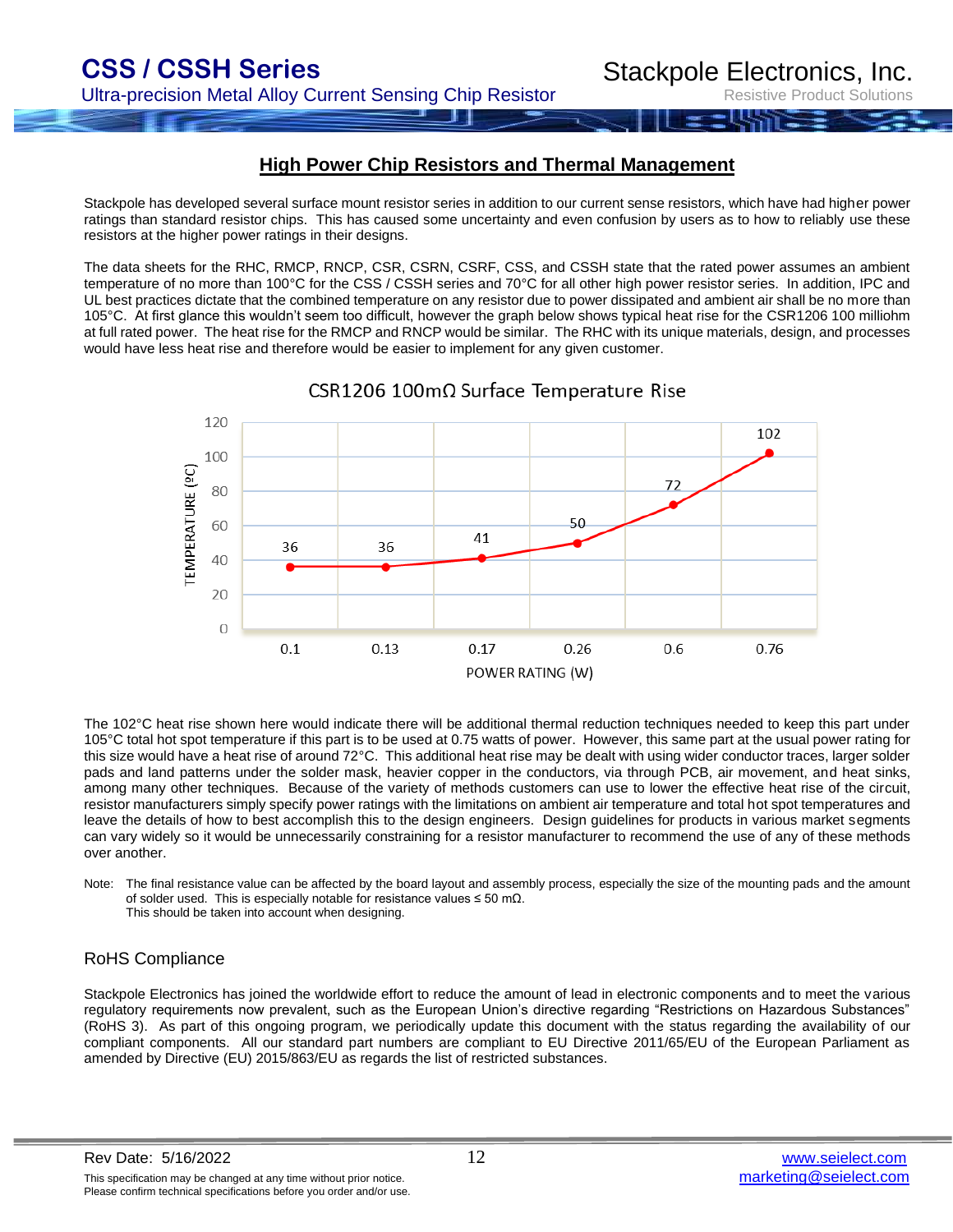## High Power Chip Resistors and Thermal Management

Stackpole has developed several surface mount resistor series in addition to our current sense resistors, which have had higher power ratings than standard resistor chips. This has caused some uncertainty and even confusion by users as to how to reliably use these resistors at the higher power ratings in their designs.

The data sheets for the RHC, RMCP, RNCP, CSR, CSRN, CSRF, CSS, and CSSH state that the rated power assumes an ambient temperature of no more than 100°C for the CSS / CSSH series and 70°C for all other high power resistor series. In addition, IPC and UL best practices dictate that the combined temperature on any resistor due to power dissipated and ambient air shall be no more than 105°C. At first glance this wouldn't seem too difficult, however the graph below shows typical heat rise for the CSR1206 100 milliohm at full rated power. The heat rise for the RMCP and RNCP would be similar. The RHC with its unique materials, design, and processes would have less heat rise and therefore would be easier to implement for any given customer.

CSR1206 100mΩ Surface Temperature Rise

| POWER RATING (W) | 0.1 | 0.13 | 0.17 | 0.26 | 0.6 | 0.76 |
|---|---|---|---|---|---|---|
| TEMPERATURE (ºC) | 36 | 36 | 41 | 50 | 72 | 102 |

The 102°C heat rise shown here would indicate there will be additional thermal reduction techniques needed to keep this part under 105°C total hot spot temperature if this part is to be used at 0.75 watts of power. However, this same part at the usual power rating for this size would have a heat rise of around 72°C. This additional heat rise may be dealt with using wider conductor traces, larger solder pads and land patterns under the solder mask, heavier copper in the conductors, via through PCB, air movement, and heat sinks, among many other techniques. Because of the variety of methods customers can use to lower the effective heat rise of the circuit, resistor manufacturers simply specify power ratings with the limitations on ambient air temperature and total hot spot temperatures and leave the details of how to best accomplish this to the design engineers. Design guidelines for products in various market segments can vary widely so it would be unnecessarily constraining for a resistor manufacturer to recommend the use of any of these methods over another.

Note: The final resistance value can be affected by the board layout and assembly process, especially the size of the mounting pads and the amount of solder used. This is especially notable for resistance values ≤ 50 mΩ.
This should be taken into account when designing.

### RoHS Compliance

Stackpole Electronics has joined the worldwide effort to reduce the amount of lead in electronic components and to meet the various regulatory requirements now prevalent, such as the European Union's directive regarding "Restrictions on Hazardous Substances" (RoHS 3). As part of this ongoing program, we periodically update this document with the status regarding the availability of our compliant components. All our standard part numbers are compliant to EU Directive 2011/65/EU of the European Parliament as amended by Directive (EU) 2015/863/EU as regards the list of restricted substances.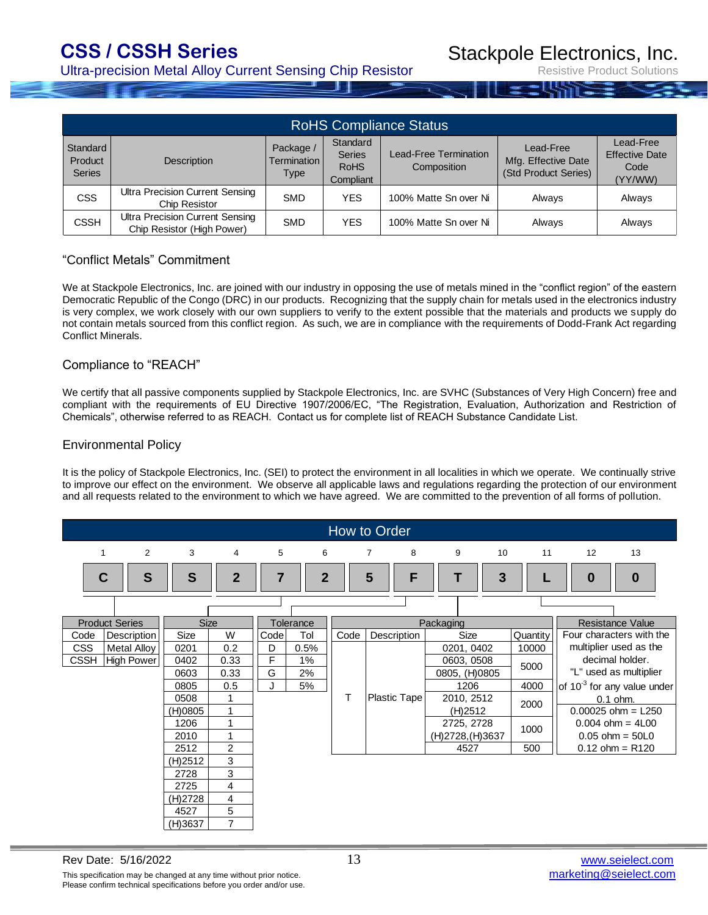## RoHS Compliance Status

| Standard Product Series | Description | Package / Termination Type | Standard Series RoHS Compliant | Lead-Free Termination Composition | Lead-Free Mfg. Effective Date (Std Product Series) | Lead-Free Effective Date Code (YY/WW) |
|---|---|---|---|---|---|---|
| CSS | Ultra Precision Current Sensing Chip Resistor | SMD | YES | 100% Matte Sn over Ni | Always | Always |
| CSSH | Ultra Precision Current Sensing Chip Resistor (High Power) | SMD | YES | 100% Matte Sn over Ni | Always | Always |

## "Conflict Metals" Commitment

We at Stackpole Electronics, Inc. are joined with our industry in opposing the use of metals mined in the "conflict region" of the eastern Democratic Republic of the Congo (DRC) in our products. Recognizing that the supply chain for metals used in the electronics industry is very complex, we work closely with our own suppliers to verify to the extent possible that the materials and products we supply do not contain metals sourced from this conflict region. As such, we are in compliance with the requirements of Dodd-Frank Act regarding Conflict Minerals.

## Compliance to "REACH"

We certify that all passive components supplied by Stackpole Electronics, Inc. are SVHC (Substances of Very High Concern) free and compliant with the requirements of EU Directive 1907/2006/EC, "The Registration, Evaluation, Authorization and Restriction of Chemicals", otherwise referred to as REACH. Contact us for complete list of REACH Substance Candidate List.

## Environmental Policy

It is the policy of Stackpole Electronics, Inc. (SEI) to protect the environment in all localities in which we operate. We continually strive to improve our effect on the environment. We observe all applicable laws and regulations regarding the protection of our environment and all requests related to the environment to which we have agreed. We are committed to the prevention of all forms of pollution.

## How to Order

| 1 | 2 | 3 | 4 | 5 | 6 | 7 | 8 | 9 | 10 | 11 | 12 | 13 |
|---|---|---|---|---|---|---|---|---|---|---|---|---|
| C | S | S | 2 | 7 | 2 | 5 | F | T | 3 | L | 0 | 0 |

**Product Series**

| Code | Description |
|---|---|
| CSS | Metal Alloy |
| CSSH | High Power |

**Size**

| Size | W |
|---|---|
| 0201 | 0.2 |
| 0402 | 0.33 |
| 0603 | 0.33 |
| 0805 | 0.5 |
| 0508 | 1 |
| (H)0805 | 1 |
| 1206 | 1 |
| 2010 | 1 |
| 2512 | 2 |
| (H)2512 | 3 |
| 2728 | 3 |
| 2725 | 4 |
| (H)2728 | 4 |
| 4527 | 5 |
| (H)3637 | 7 |

**Tolerance**

| Code | Tol |
|---|---|
| D | 0.5% |
| F | 1% |
| G | 2% |
| J | 5% |

**Packaging**

| Code | Description | Size | Quantity |
|---|---|---|---|
| T | Plastic Tape | 0201, 0402 | 10000 |
| | | 0603, 0508 | 5000 |
| | | 0805, (H)0805 | 5000 |
| | | 1206 | 4000 |
| | | 2010, 2512 | 2000 |
| | | (H)2512 | 2000 |
| | | 2725, 2728 | 1000 |
| | | (H)2728,(H)3637 | 1000 |
| | | 4527 | 500 |

**Resistance Value**

Four characters with the multiplier used as the decimal holder. "L" used as multiplier of $10^{-3}$ for any value under 0.1 ohm.

- 0.00025 ohm = L250
- 0.004 ohm = 4L00
- 0.05 ohm = 50L0
- 0.12 ohm = R120

Rev Date: 5/16/2022

This specification may be changed at any time without prior notice.
Please confirm technical specifications before you order and/or use.

www.seielect.com
marketing@seielect.com